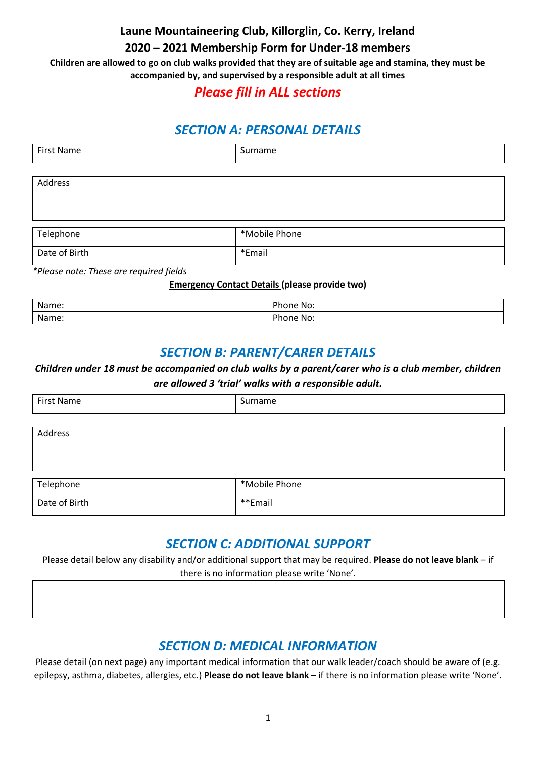# Laune Mountaineering Club, Killorglin, Co. Kerry, Ireland

## 2020 – 2021 Membership Form for Under-18 members

**Children are allowed to go on club walks provided that they are of suitable age and stamina, they must be accompanied by, and supervised by a responsible adult at all times**

***Please fill in ALL sections***

## *SECTION A: PERSONAL DETAILS*

| First Name | Surname |
|---|---|

| Address |
|---|
| |

| Telephone | *Mobile Phone |
|---|---|
| Date of Birth | *Email |

*\*Please note: These are required fields*

**Emergency Contact Details (please provide two)**

| Name: | Phone No: |
|---|---|
| Name: | Phone No: |

## *SECTION B: PARENT/CARER DETAILS*

***Children under 18 must be accompanied on club walks by a parent/carer who is a club member, children are allowed 3 'trial' walks with a responsible adult.***

| First Name | Surname |
|---|---|

| Address |
|---|
| |

| Telephone | *Mobile Phone |
|---|---|
| Date of Birth | **Email |

## *SECTION C: ADDITIONAL SUPPORT*

Please detail below any disability and/or additional support that may be required. **Please do not leave blank** – if there is no information please write 'None'.

| |
|---|
| |

## *SECTION D: MEDICAL INFORMATION*

Please detail (on next page) any important medical information that our walk leader/coach should be aware of (e.g. epilepsy, asthma, diabetes, allergies, etc.) **Please do not leave blank** – if there is no information please write 'None'.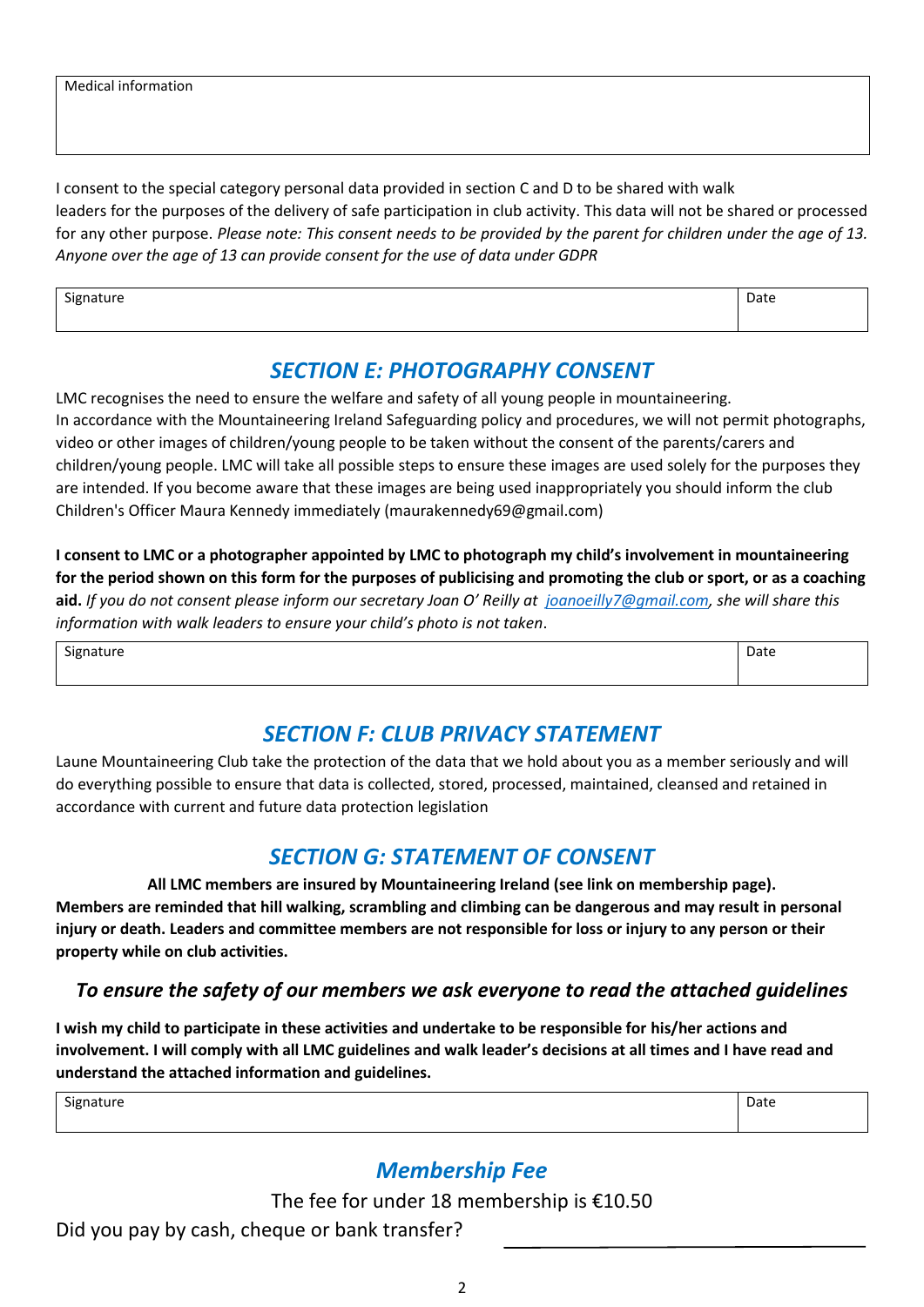| Medical information |
| --- |
| |

I consent to the special category personal data provided in section C and D to be shared with walk leaders for the purposes of the delivery of safe participation in club activity. This data will not be shared or processed for any other purpose. *Please note: This consent needs to be provided by the parent for children under the age of 13. Anyone over the age of 13 can provide consent for the use of data under GDPR*

| Signature | Date |
| --- | --- |
| | |

## *SECTION E: PHOTOGRAPHY CONSENT*

LMC recognises the need to ensure the welfare and safety of all young people in mountaineering. In accordance with the Mountaineering Ireland Safeguarding policy and procedures, we will not permit photographs, video or other images of children/young people to be taken without the consent of the parents/carers and children/young people. LMC will take all possible steps to ensure these images are used solely for the purposes they are intended. If you become aware that these images are being used inappropriately you should inform the club Children's Officer Maura Kennedy immediately (maurakennedy69@gmail.com)

**I consent to LMC or a photographer appointed by LMC to photograph my child's involvement in mountaineering for the period shown on this form for the purposes of publicising and promoting the club or sport, or as a coaching aid.** *If you do not consent please inform our secretary Joan O' Reilly at joanoeilly7@gmail.com, she will share this information with walk leaders to ensure your child's photo is not taken*.

| Signature | Date |
| --- | --- |
| | |

## *SECTION F: CLUB PRIVACY STATEMENT*

Laune Mountaineering Club take the protection of the data that we hold about you as a member seriously and will do everything possible to ensure that data is collected, stored, processed, maintained, cleansed and retained in accordance with current and future data protection legislation

## *SECTION G: STATEMENT OF CONSENT*

**All LMC members are insured by Mountaineering Ireland (see link on membership page). Members are reminded that hill walking, scrambling and climbing can be dangerous and may result in personal injury or death. Leaders and committee members are not responsible for loss or injury to any person or their property while on club activities.**

### *To ensure the safety of our members we ask everyone to read the attached guidelines*

**I wish my child to participate in these activities and undertake to be responsible for his/her actions and involvement. I will comply with all LMC guidelines and walk leader's decisions at all times and I have read and understand the attached information and guidelines.**

| Signature | Date |
| --- | --- |
| | |

## *Membership Fee*

The fee for under 18 membership is €10.50

Did you pay by cash, cheque or bank transfer? ____________________